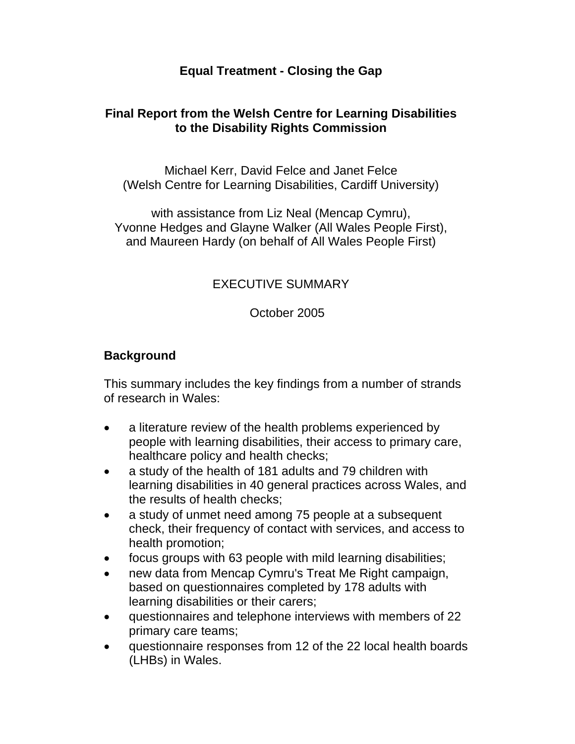# Equal Treatment - Closing the Gap

## Final Report from the Welsh Centre for Learning Disabilities to the Disability Rights Commission

Michael Kerr, David Felce and Janet Felce
(Welsh Centre for Learning Disabilities, Cardiff University)

with assistance from Liz Neal (Mencap Cymru),
Yvonne Hedges and Glayne Walker (All Wales People First),
and Maureen Hardy (on behalf of All Wales People First)

EXECUTIVE SUMMARY

October 2005

### Background

This summary includes the key findings from a number of strands of research in Wales:

- a literature review of the health problems experienced by people with learning disabilities, their access to primary care, healthcare policy and health checks;
- a study of the health of 181 adults and 79 children with learning disabilities in 40 general practices across Wales, and the results of health checks;
- a study of unmet need among 75 people at a subsequent check, their frequency of contact with services, and access to health promotion;
- focus groups with 63 people with mild learning disabilities;
- new data from Mencap Cymru's Treat Me Right campaign, based on questionnaires completed by 178 adults with learning disabilities or their carers;
- questionnaires and telephone interviews with members of 22 primary care teams;
- questionnaire responses from 12 of the 22 local health boards (LHBs) in Wales.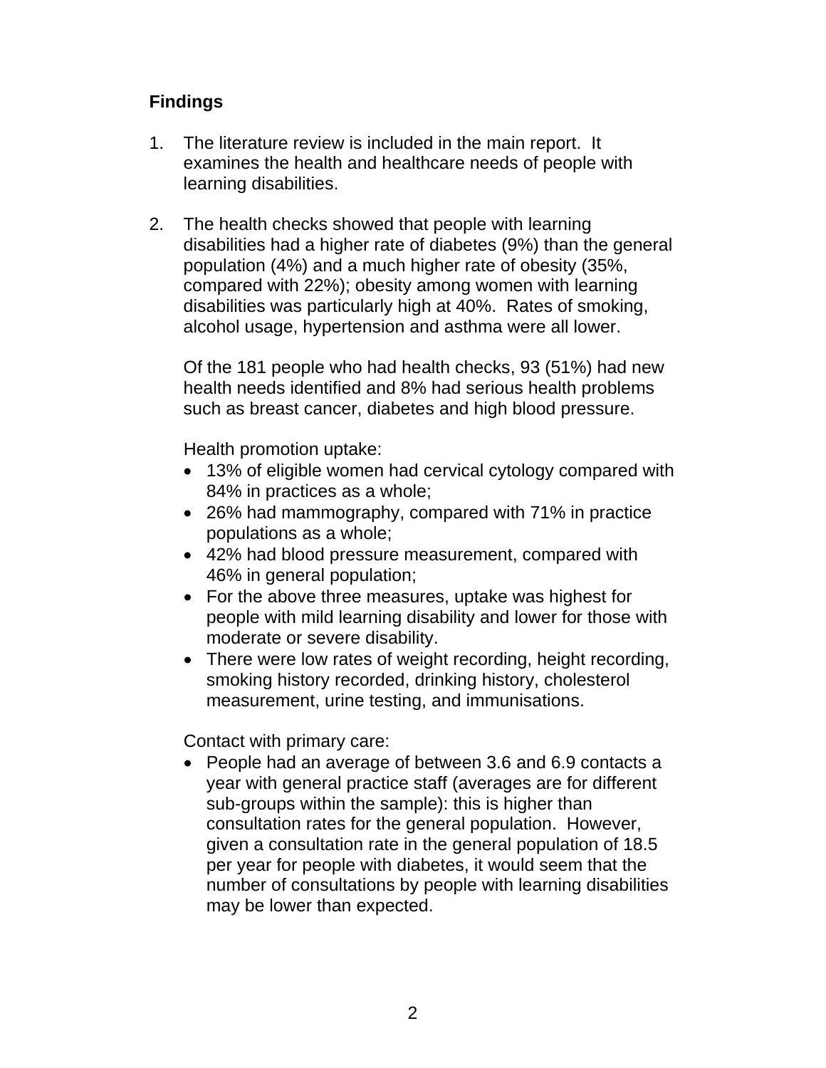**Findings**

1. The literature review is included in the main report. It examines the health and healthcare needs of people with learning disabilities.

2. The health checks showed that people with learning disabilities had a higher rate of diabetes (9%) than the general population (4%) and a much higher rate of obesity (35%, compared with 22%); obesity among women with learning disabilities was particularly high at 40%. Rates of smoking, alcohol usage, hypertension and asthma were all lower.

   Of the 181 people who had health checks, 93 (51%) had new health needs identified and 8% had serious health problems such as breast cancer, diabetes and high blood pressure.

   Health promotion uptake:

   - 13% of eligible women had cervical cytology compared with 84% in practices as a whole;
   - 26% had mammography, compared with 71% in practice populations as a whole;
   - 42% had blood pressure measurement, compared with 46% in general population;
   - For the above three measures, uptake was highest for people with mild learning disability and lower for those with moderate or severe disability.
   - There were low rates of weight recording, height recording, smoking history recorded, drinking history, cholesterol measurement, urine testing, and immunisations.

   Contact with primary care:

   - People had an average of between 3.6 and 6.9 contacts a year with general practice staff (averages are for different sub-groups within the sample): this is higher than consultation rates for the general population. However, given a consultation rate in the general population of 18.5 per year for people with diabetes, it would seem that the number of consultations by people with learning disabilities may be lower than expected.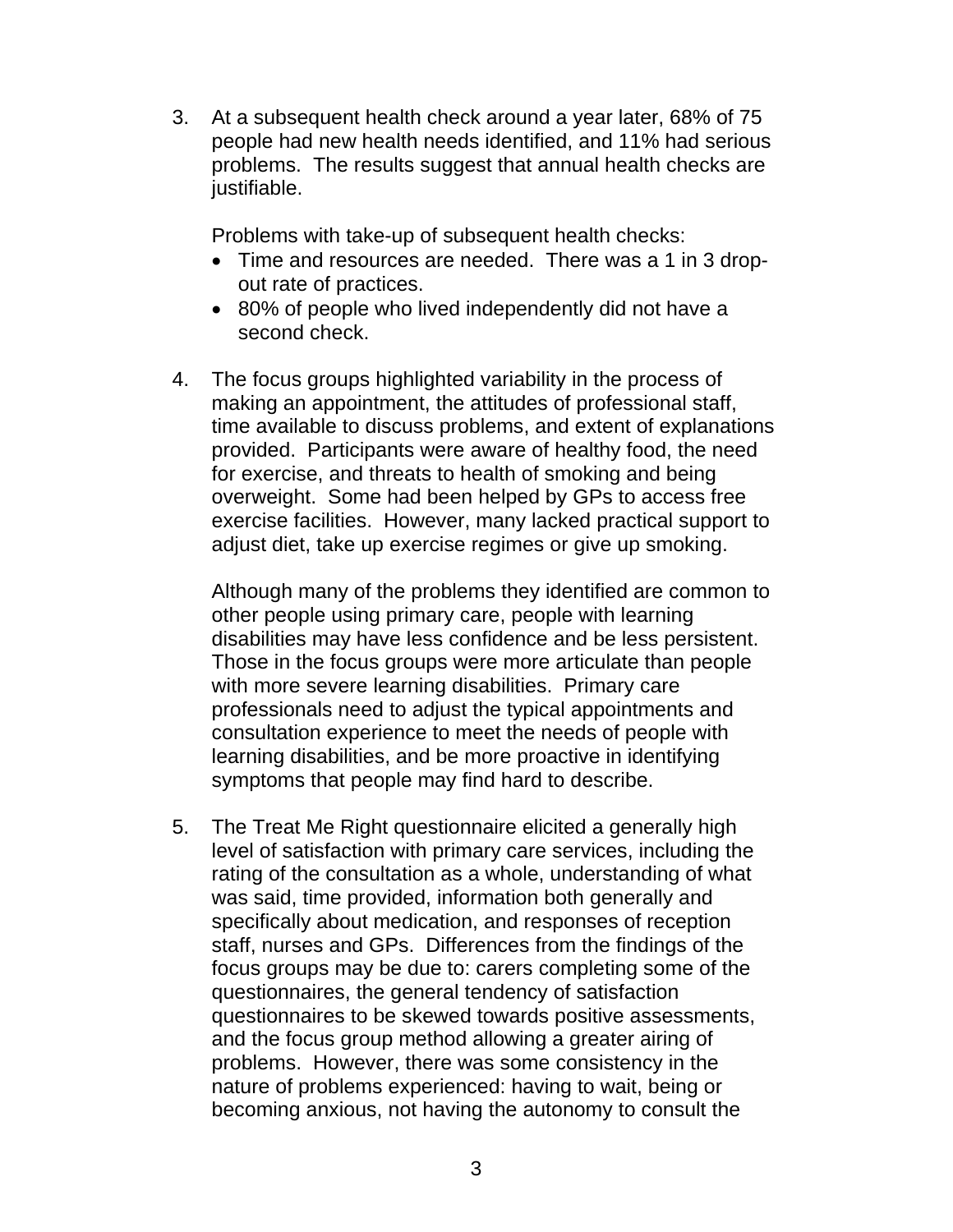3. At a subsequent health check around a year later, 68% of 75 people had new health needs identified, and 11% had serious problems. The results suggest that annual health checks are justifiable.

   Problems with take-up of subsequent health checks:

   - Time and resources are needed. There was a 1 in 3 drop-out rate of practices.
   - 80% of people who lived independently did not have a second check.

4. The focus groups highlighted variability in the process of making an appointment, the attitudes of professional staff, time available to discuss problems, and extent of explanations provided. Participants were aware of healthy food, the need for exercise, and threats to health of smoking and being overweight. Some had been helped by GPs to access free exercise facilities. However, many lacked practical support to adjust diet, take up exercise regimes or give up smoking.

   Although many of the problems they identified are common to other people using primary care, people with learning disabilities may have less confidence and be less persistent. Those in the focus groups were more articulate than people with more severe learning disabilities. Primary care professionals need to adjust the typical appointments and consultation experience to meet the needs of people with learning disabilities, and be more proactive in identifying symptoms that people may find hard to describe.

5. The Treat Me Right questionnaire elicited a generally high level of satisfaction with primary care services, including the rating of the consultation as a whole, understanding of what was said, time provided, information both generally and specifically about medication, and responses of reception staff, nurses and GPs. Differences from the findings of the focus groups may be due to: carers completing some of the questionnaires, the general tendency of satisfaction questionnaires to be skewed towards positive assessments, and the focus group method allowing a greater airing of problems. However, there was some consistency in the nature of problems experienced: having to wait, being or becoming anxious, not having the autonomy to consult the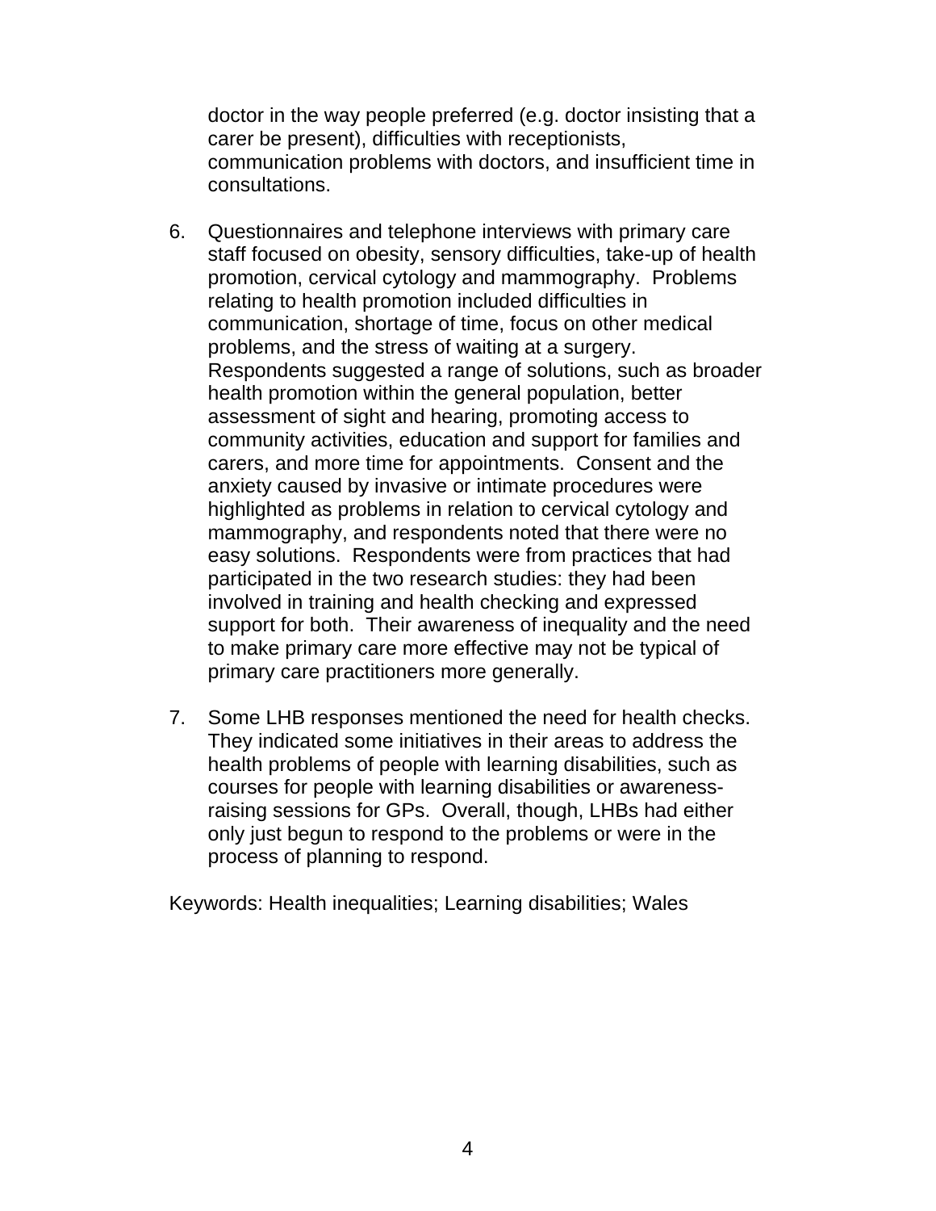doctor in the way people preferred (e.g. doctor insisting that a carer be present), difficulties with receptionists, communication problems with doctors, and insufficient time in consultations.

6. Questionnaires and telephone interviews with primary care staff focused on obesity, sensory difficulties, take-up of health promotion, cervical cytology and mammography. Problems relating to health promotion included difficulties in communication, shortage of time, focus on other medical problems, and the stress of waiting at a surgery. Respondents suggested a range of solutions, such as broader health promotion within the general population, better assessment of sight and hearing, promoting access to community activities, education and support for families and carers, and more time for appointments. Consent and the anxiety caused by invasive or intimate procedures were highlighted as problems in relation to cervical cytology and mammography, and respondents noted that there were no easy solutions. Respondents were from practices that had participated in the two research studies: they had been involved in training and health checking and expressed support for both. Their awareness of inequality and the need to make primary care more effective may not be typical of primary care practitioners more generally.

7. Some LHB responses mentioned the need for health checks. They indicated some initiatives in their areas to address the health problems of people with learning disabilities, such as courses for people with learning disabilities or awareness-raising sessions for GPs. Overall, though, LHBs had either only just begun to respond to the problems or were in the process of planning to respond.

Keywords: Health inequalities; Learning disabilities; Wales